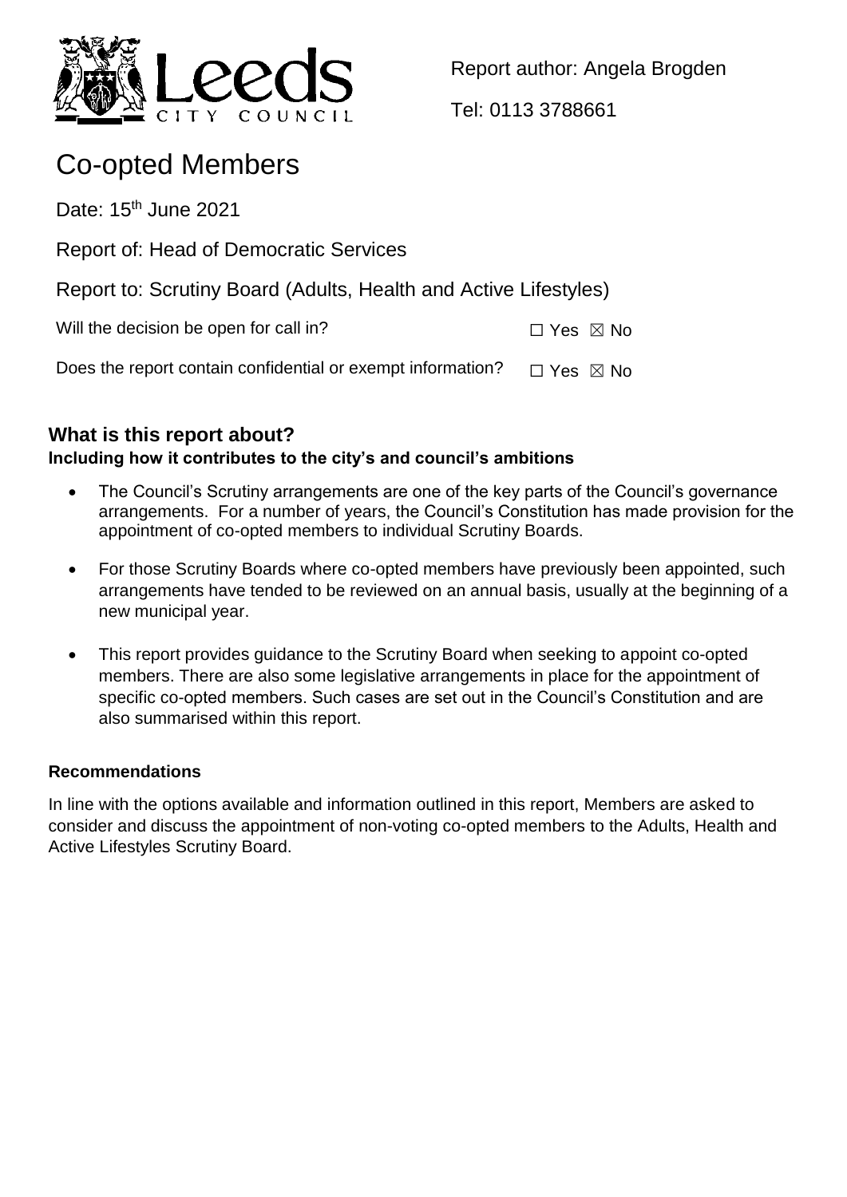Report author: Angela Brogden

Tel: 0113 3788661

# Co-opted Members

Date: 15th June 2021

Report of: Head of Democratic Services

Report to: Scrutiny Board (Adults, Health and Active Lifestyles)

Will the decision be open for call in? ☐ Yes ☒ No

Does the report contain confidential or exempt information? ☐ Yes ☒ No

## What is this report about?

**Including how it contributes to the city's and council's ambitions**

- The Council's Scrutiny arrangements are one of the key parts of the Council's governance arrangements. For a number of years, the Council's Constitution has made provision for the appointment of co-opted members to individual Scrutiny Boards.
- For those Scrutiny Boards where co-opted members have previously been appointed, such arrangements have tended to be reviewed on an annual basis, usually at the beginning of a new municipal year.
- This report provides guidance to the Scrutiny Board when seeking to appoint co-opted members. There are also some legislative arrangements in place for the appointment of specific co-opted members. Such cases are set out in the Council's Constitution and are also summarised within this report.

### Recommendations

In line with the options available and information outlined in this report, Members are asked to consider and discuss the appointment of non-voting co-opted members to the Adults, Health and Active Lifestyles Scrutiny Board.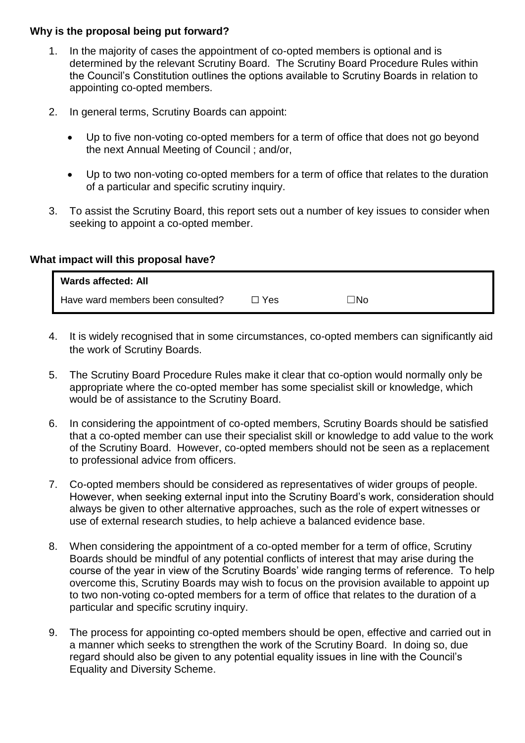**Why is the proposal being put forward?**

1. In the majority of cases the appointment of co-opted members is optional and is determined by the relevant Scrutiny Board. The Scrutiny Board Procedure Rules within the Council's Constitution outlines the options available to Scrutiny Boards in relation to appointing co-opted members.

2. In general terms, Scrutiny Boards can appoint:

   - Up to five non-voting co-opted members for a term of office that does not go beyond the next Annual Meeting of Council ; and/or,

   - Up to two non-voting co-opted members for a term of office that relates to the duration of a particular and specific scrutiny inquiry.

3. To assist the Scrutiny Board, this report sets out a number of key issues to consider when seeking to appoint a co-opted member.

**What impact will this proposal have?**

| **Wards affected: All** | | |
|---|---|---|
| Have ward members been consulted? | ☐ Yes | ☐No |

4. It is widely recognised that in some circumstances, co-opted members can significantly aid the work of Scrutiny Boards.

5. The Scrutiny Board Procedure Rules make it clear that co-option would normally only be appropriate where the co-opted member has some specialist skill or knowledge, which would be of assistance to the Scrutiny Board.

6. In considering the appointment of co-opted members, Scrutiny Boards should be satisfied that a co-opted member can use their specialist skill or knowledge to add value to the work of the Scrutiny Board. However, co-opted members should not be seen as a replacement to professional advice from officers.

7. Co-opted members should be considered as representatives of wider groups of people. However, when seeking external input into the Scrutiny Board's work, consideration should always be given to other alternative approaches, such as the role of expert witnesses or use of external research studies, to help achieve a balanced evidence base.

8. When considering the appointment of a co-opted member for a term of office, Scrutiny Boards should be mindful of any potential conflicts of interest that may arise during the course of the year in view of the Scrutiny Boards' wide ranging terms of reference. To help overcome this, Scrutiny Boards may wish to focus on the provision available to appoint up to two non-voting co-opted members for a term of office that relates to the duration of a particular and specific scrutiny inquiry.

9. The process for appointing co-opted members should be open, effective and carried out in a manner which seeks to strengthen the work of the Scrutiny Board. In doing so, due regard should also be given to any potential equality issues in line with the Council's Equality and Diversity Scheme.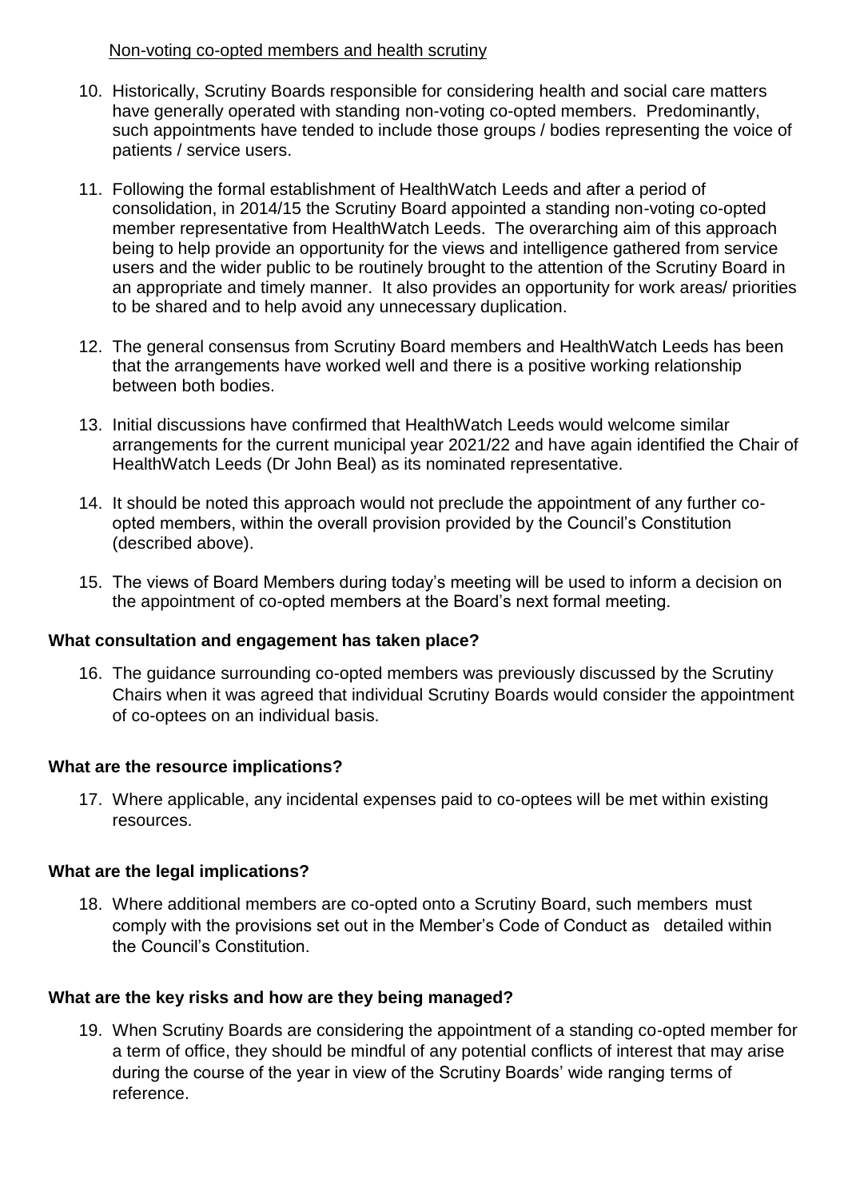Non-voting co-opted members and health scrutiny

10. Historically, Scrutiny Boards responsible for considering health and social care matters have generally operated with standing non-voting co-opted members. Predominantly, such appointments have tended to include those groups / bodies representing the voice of patients / service users.

11. Following the formal establishment of HealthWatch Leeds and after a period of consolidation, in 2014/15 the Scrutiny Board appointed a standing non-voting co-opted member representative from HealthWatch Leeds. The overarching aim of this approach being to help provide an opportunity for the views and intelligence gathered from service users and the wider public to be routinely brought to the attention of the Scrutiny Board in an appropriate and timely manner. It also provides an opportunity for work areas/ priorities to be shared and to help avoid any unnecessary duplication.

12. The general consensus from Scrutiny Board members and HealthWatch Leeds has been that the arrangements have worked well and there is a positive working relationship between both bodies.

13. Initial discussions have confirmed that HealthWatch Leeds would welcome similar arrangements for the current municipal year 2021/22 and have again identified the Chair of HealthWatch Leeds (Dr John Beal) as its nominated representative.

14. It should be noted this approach would not preclude the appointment of any further co-opted members, within the overall provision provided by the Council's Constitution (described above).

15. The views of Board Members during today's meeting will be used to inform a decision on the appointment of co-opted members at the Board's next formal meeting.

## What consultation and engagement has taken place?

16. The guidance surrounding co-opted members was previously discussed by the Scrutiny Chairs when it was agreed that individual Scrutiny Boards would consider the appointment of co-optees on an individual basis.

## What are the resource implications?

17. Where applicable, any incidental expenses paid to co-optees will be met within existing resources.

## What are the legal implications?

18. Where additional members are co-opted onto a Scrutiny Board, such members must comply with the provisions set out in the Member's Code of Conduct as detailed within the Council's Constitution.

## What are the key risks and how are they being managed?

19. When Scrutiny Boards are considering the appointment of a standing co-opted member for a term of office, they should be mindful of any potential conflicts of interest that may arise during the course of the year in view of the Scrutiny Boards' wide ranging terms of reference.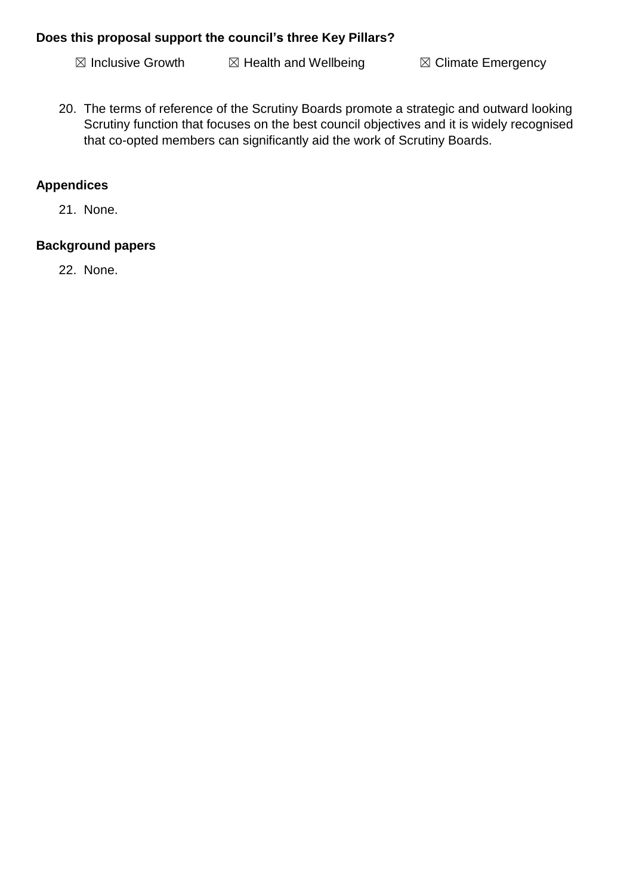**Does this proposal support the council's three Key Pillars?**

☒ Inclusive Growth ☒ Health and Wellbeing ☒ Climate Emergency

20. The terms of reference of the Scrutiny Boards promote a strategic and outward looking Scrutiny function that focuses on the best council objectives and it is widely recognised that co-opted members can significantly aid the work of Scrutiny Boards.

**Appendices**

21. None.

**Background papers**

22. None.